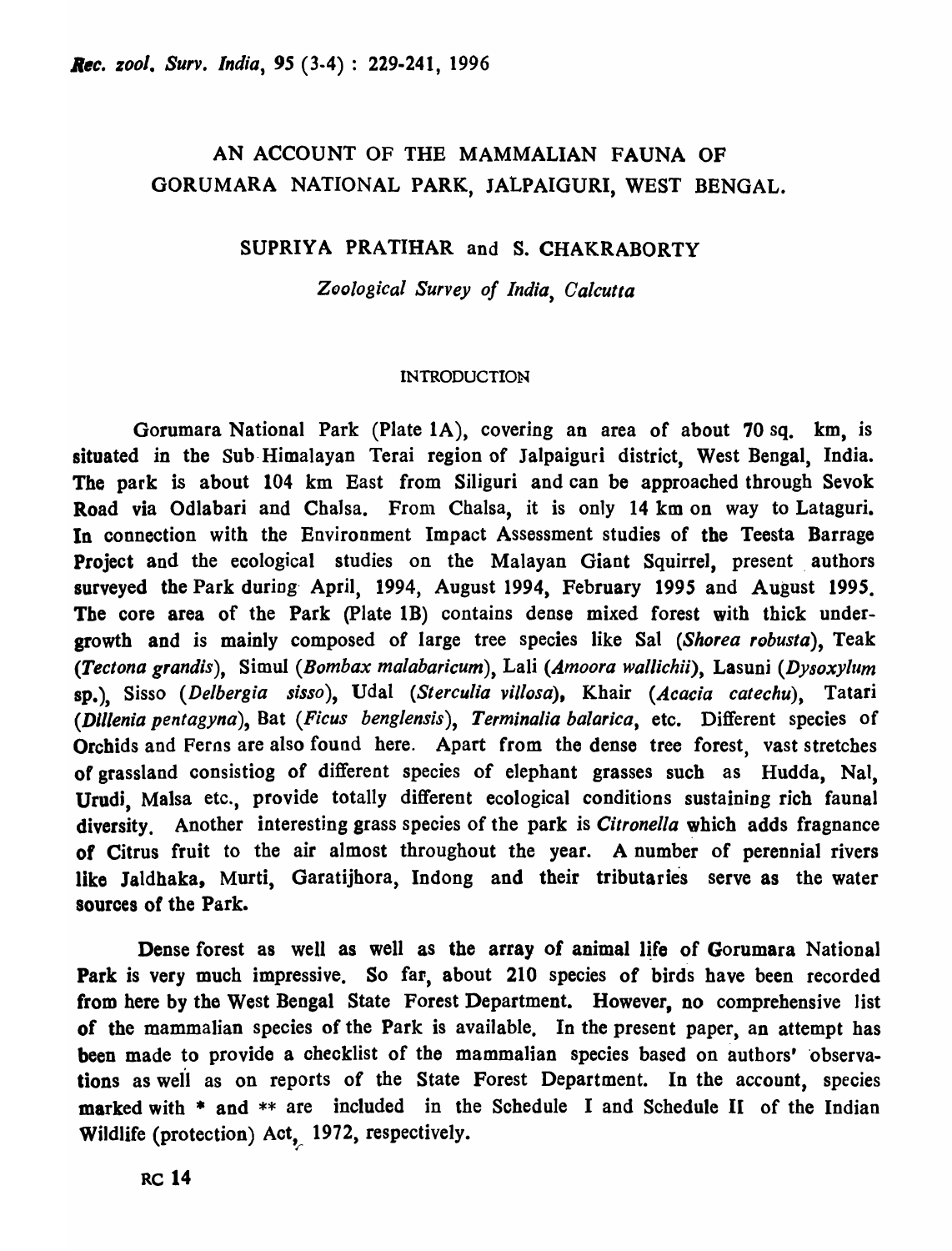# AN ACCOUNT OF THE MAMMALIAN FAUNA OF GORUMARA NATIONAL PARK, JALPAIGURI, WEST BENGAL.

SUPRIYA PRATIHAR and S. CHAKRABORTY

*Zoological Survey of India, Calcutta*

## INTRODUCTION

Gorumara National Park (Plate 1A), covering an area of about 70 sq. km, is situated in the Sub-Himalayan Terai region of Jalpaiguri district, West Bengal, India. The park is about 104 km East from Siliguri and can be approached through Sevok Road via Odlabari and Chalsa. From Chalsa, it is only 14 km on way to Lataguri. In connection with the Environment Impact Assessment studies of the Teesta Barrage Project and the ecological studies on the Malayan Giant Squirrel, present authors surveyed the Park during April, 1994, August 1994, February 1995 and August 1995. The core area of the Park (Plate 1B) contains dense mixed forest with thick undergrowth and is mainly composed of large tree species like Sal (*Shorea robusta*), Teak (*Tectona grandis*), Simul (*Bombax malabaricum*), Lali (*Amoora wallichii*), Lasuni (*Dysoxylum* sp.), Sisso (*Delbergia sisso*), Udal (*Sterculia villosa*), Khair (*Acacia catechu*), Tatari (*Dillenia pentagyna*), Bat (*Ficus benglensis*), *Terminalia balarica*, etc. Different species of Orchids and Ferns are also found here. Apart from the dense tree forest, vast stretches of grassland consistiog of different species of elephant grasses such as Hudda, Nal, Urudi, Malsa etc., provide totally different ecological conditions sustaining rich faunal diversity. Another interesting grass species of the park is *Citronella* which adds fragnance of Citrus fruit to the air almost throughout the year. A number of perennial rivers like Jaldhaka, Murti, Garatijhora, Indong and their tributaries serve as the water sources of the Park.

Dense forest as well as well as the array of animal life of Gorumara National Park is very much impressive. So far, about 210 species of birds have been recorded from here by the West Bengal State Forest Department. However, no comprehensive list of the mammalian species of the Park is available. In the present paper, an attempt has been made to provide a checklist of the mammalian species based on authors' observations as well as on reports of the State Forest Department. In the account, species marked with * and ** are included in the Schedule I and Schedule II of the Indian Wildlife (protection) Act, 1972, respectively.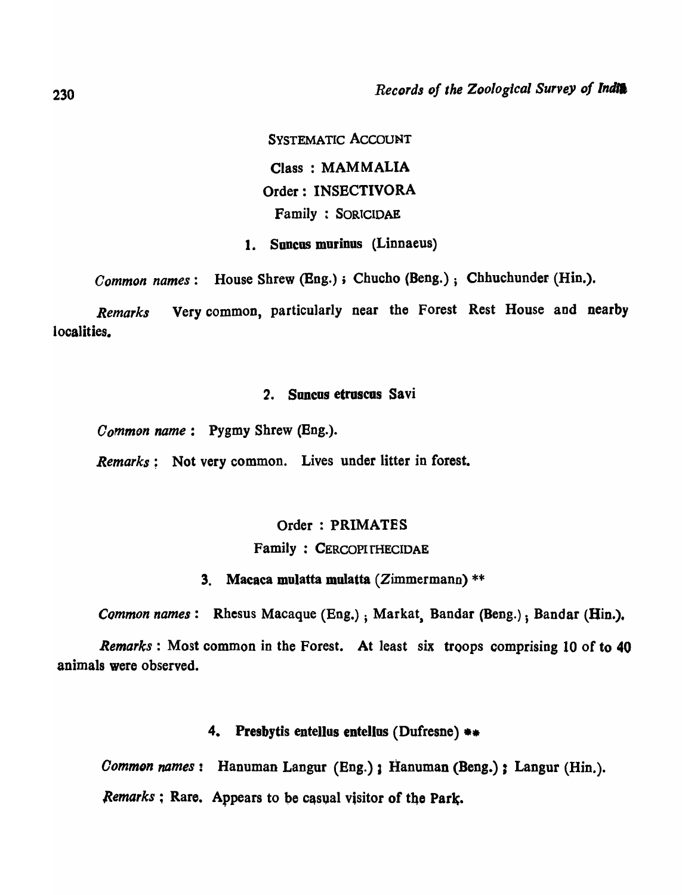## SYSTEMATIC ACCOUNT

### Class : MAMMALIA

### Order : INSECTIVORA

#### Family : SORICIDAE

**1. *Suncus murinus* (Linnaeus)**

*Common names* : House Shrew (Eng.) ; Chucho (Beng.) ; Chhuchunder (Hin.).

*Remarks* Very common, particularly near the Forest Rest House and nearby localities.

**2. *Suncus etruscus* Savi**

*Common name* : Pygmy Shrew (Eng.).

*Remarks* : Not very common. Lives under litter in forest.

### Order : PRIMATES

#### Family : CERCOPITHECIDAE

**3. *Macaca mulatta mulatta* (Zimmermann) \*\***

*Common names* : Rhesus Macaque (Eng.) ; Markat, Bandar (Beng.) ; Bandar (Hin.).

*Remarks* : Most common in the Forest. At least six troops comprising 10 of to 40 animals were observed.

**4. *Presbytis entellus entellus* (Dufresne) \*\***

*Common names* : Hanuman Langur (Eng.) ; Hanuman (Beng.) ; Langur (Hin.).

*Remarks* ; Rare. Appears to be casual visitor of the Park.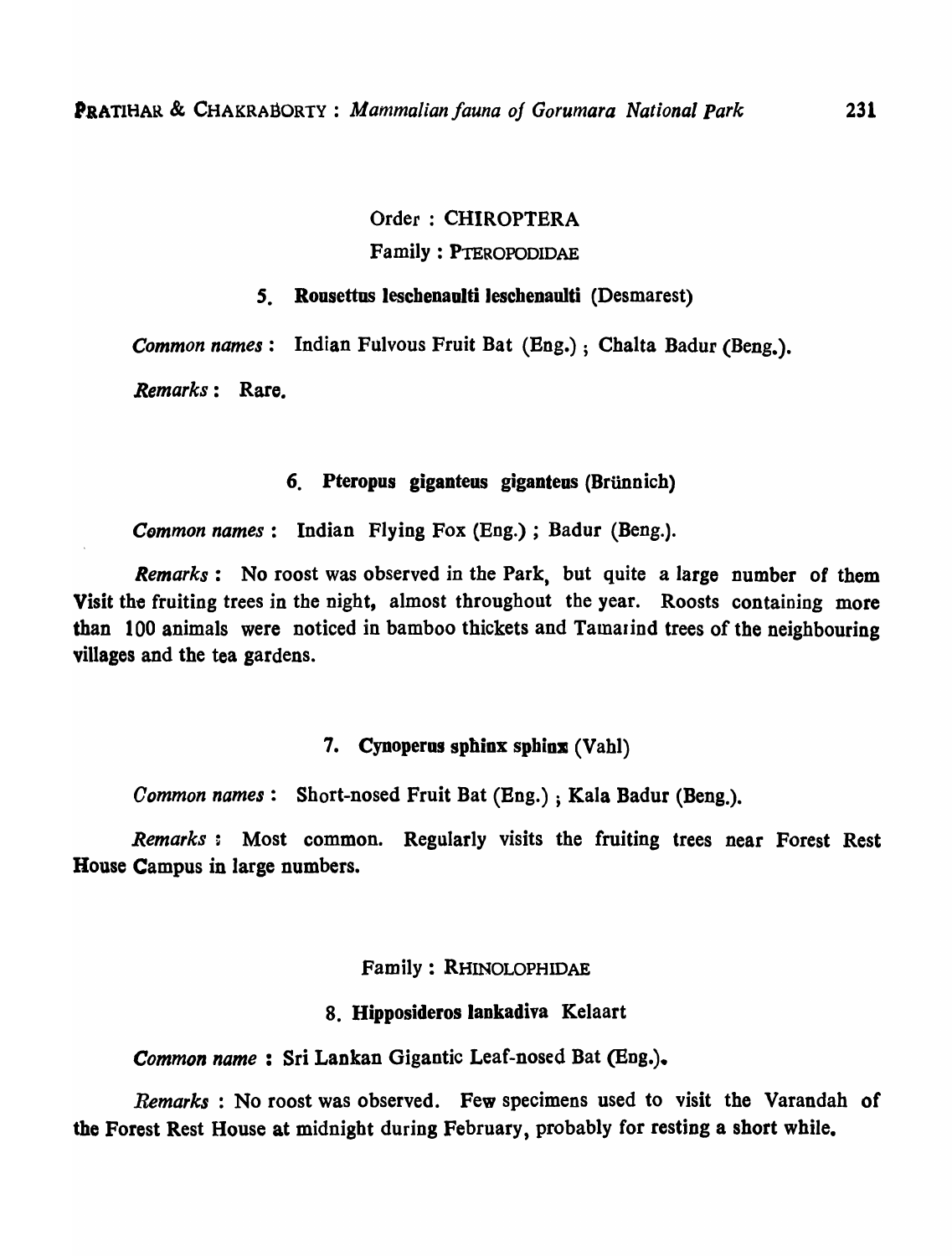## Order : CHIROPTERA

### Family : PTEROPODIDAE

#### 5. Rousettus leschenaulti leschenaulti (Desmarest)

*Common names* : Indian Fulvous Fruit Bat (Eng.) ; Chalta Badur (Beng.).

*Remarks* : Rare.

#### 6. Pteropus giganteus giganteus (Brünnich)

*Common names* : Indian Flying Fox (Eng.) ; Badur (Beng.).

*Remarks* : No roost was observed in the Park, but quite a large number of them Visit the fruiting trees in the night, almost throughout the year. Roosts containing more than 100 animals were noticed in bamboo thickets and Tamarind trees of the neighbouring villages and the tea gardens.

#### 7. Cynoperus sphinx sphinx (Vahl)

*Common names* : Short-nosed Fruit Bat (Eng.) ; Kala Badur (Beng.).

*Remarks* : Most common. Regularly visits the fruiting trees near Forest Rest House Campus in large numbers.

### Family : RHINOLOPHIDAE

#### 8. Hipposideros lankadiva Kelaart

*Common name* : Sri Lankan Gigantic Leaf-nosed Bat (Eng.).

*Remarks* : No roost was observed. Few specimens used to visit the Varandah of the Forest Rest House at midnight during February, probably for resting a short while.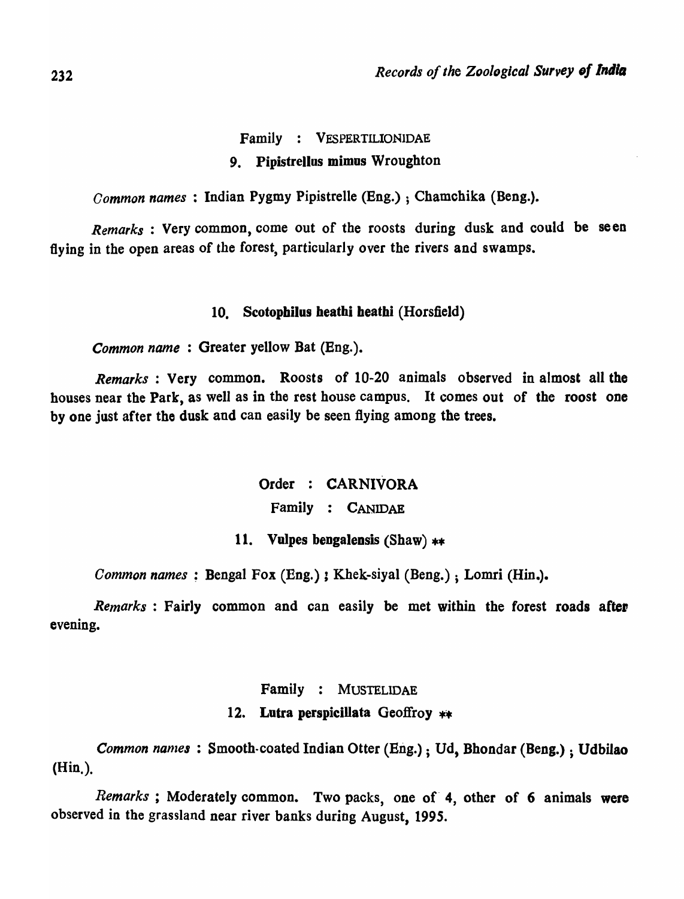Family : VESPERTILIONIDAE

9. **Pipistrellus mimus** Wroughton

*Common names* : Indian Pygmy Pipistrelle (Eng.) ; Chamchika (Beng.).

*Remarks* : Very common, come out of the roosts during dusk and could be seen flying in the open areas of the forest, particularly over the rivers and swamps.

10. **Scotophilus heathi heathi** (Horsfield)

*Common name* : Greater yellow Bat (Eng.).

*Remarks* : Very common. Roosts of 10-20 animals observed in almost all the houses near the Park, as well as in the rest house campus. It comes out of the roost one by one just after the dusk and can easily be seen flying among the trees.

Order : **CARNIVORA**

Family : CANIDAE

11. **Vulpes bengalensis** (Shaw) **

*Common names* : Bengal Fox (Eng.) ; Khek-siyal (Beng.) ; Lomri (Hin.).

*Remarks* : Fairly common and can easily be met within the forest roads after evening.

Family : MUSTELIDAE

12. **Lutra perspicillata** Geoffroy **

*Common names* : Smooth-coated Indian Otter (Eng.) ; Ud, Bhondar (Beng.) ; Udbilao (Hin.).

*Remarks* ; Moderately common. Two packs, one of 4, other of 6 animals were observed in the grassland near river banks during August, 1995.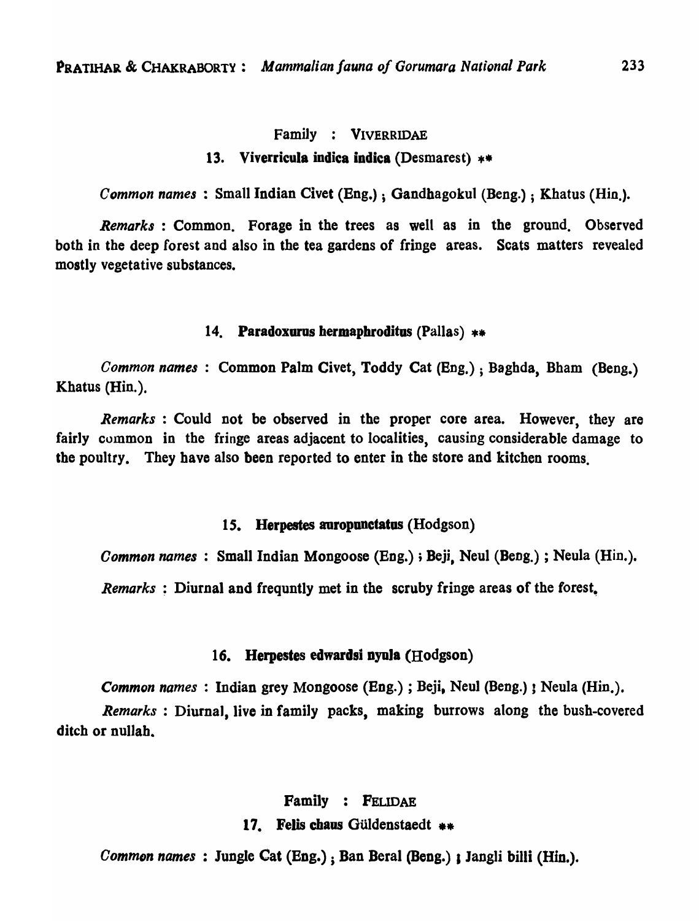Family : VIVERRIDAE

**13. Viverricula indica indica** (Desmarest) **

*Common names* : Small Indian Civet (Eng.) ; Gandhagokul (Beng.) ; Khatus (Hin.).

*Remarks* : Common. Forage in the trees as well as in the ground. Observed both in the deep forest and also in the tea gardens of fringe areas. Scats matters revealed mostly vegetative substances.

**14. Paradoxurus hermaphroditus** (Pallas) **

*Common names* : Common Palm Civet, Toddy Cat (Eng.) ; Baghda, Bham (Beng.) Khatus (Hin.).

*Remarks* : Could not be observed in the proper core area. However, they are fairly common in the fringe areas adjacent to localities, causing considerable damage to the poultry. They have also been reported to enter in the store and kitchen rooms.

**15. Herpestes auropunctatus** (Hodgson)

*Common names* : Small Indian Mongoose (Eng.) ; Beji, Neul (Beng.) ; Neula (Hin.).

*Remarks* : Diurnal and frequntly met in the scruby fringe areas of the forest.

**16. Herpestes edwardsi nyula** (Hodgson)

*Common names* : Indian grey Mongoose (Eng.) ; Beji, Neul (Beng.) ; Neula (Hin.).

*Remarks* : Diurnal, live in family packs, making burrows along the bush-covered ditch or nullah.

Family : FELIDAE

**17. Felis chaus** Güldenstaedt **

*Common names* : Jungle Cat (Eng.) ; Ban Beral (Beng.) ; Jangli billi (Hin.).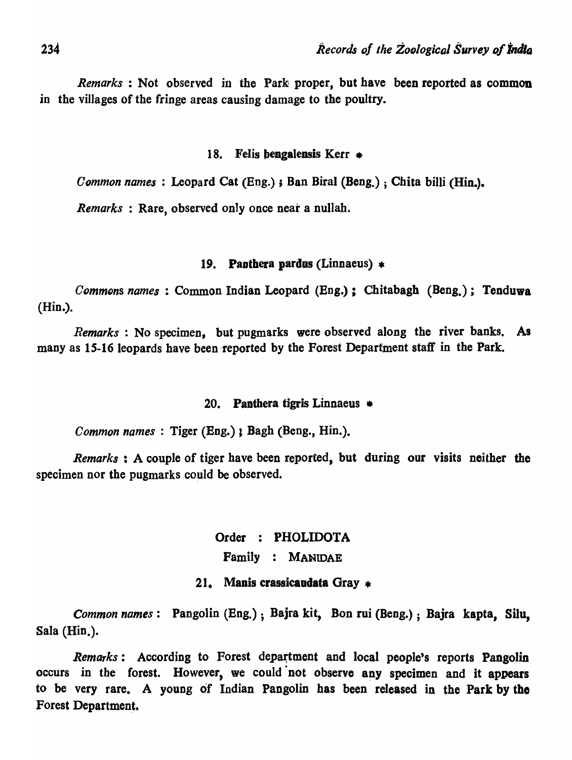*Remarks* : Not observed in the Park proper, but have been reported as common in the villages of the fringe areas causing damage to the poultry.

### 18. Felis bengalensis Kerr *

*Common names* : Leopard Cat (Eng.) ; Ban Biral (Beng.) ; Chita billi (Hin.).

*Remarks* : Rare, observed only once near a nullah.

### 19. Panthera pardus (Linnaeus) *

*Commons names* : Common Indian Leopard (Eng.) ; Chitabagh (Beng.) ; Tenduwa (Hin.).

*Remarks* : No specimen, but pugmarks were observed along the river banks. As many as 15-16 leopards have been reported by the Forest Department staff in the Park.

### 20. Panthera tigris Linnaeus *

*Common names* : Tiger (Eng.) ; Bagh (Beng., Hin.).

*Remarks* : A couple of tiger have been reported, but during our visits neither the specimen nor the pugmarks could be observed.

## Order : PHOLIDOTA

## Family : MANIDAE

### 21. Manis crassicaudata Gray *

*Common names* : Pangolin (Eng.) ; Bajra kit, Bon rui (Beng.) ; Bajra kapta, Silu, Sala (Hin.).

*Remarks* : According to Forest department and local people's reports Pangolin occurs in the forest. However, we could not observe any specimen and it appears to be very rare. A young of Indian Pangolin has been released in the Park by the Forest Department.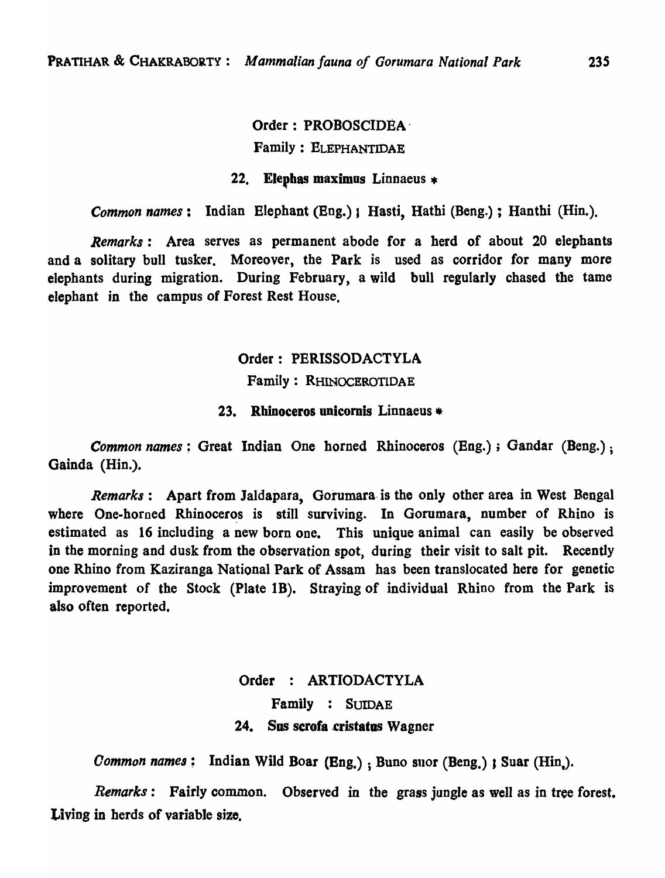Order : PROBOSCIDEA

Family : ELEPHANTIDAE

**22. *Elephas maximus* Linnaeus** *

*Common names* : Indian Elephant (Eng.) ; Hasti, Hathi (Beng.) ; Hanthi (Hin.).

*Remarks* : Area serves as permanent abode for a herd of about 20 elephants and a solitary bull tusker. Moreover, the Park is used as corridor for many more elephants during migration. During February, a wild bull regularly chased the tame elephant in the campus of Forest Rest House.

Order : PERISSODACTYLA

Family : RHINOCEROTIDAE

**23. *Rhinoceros unicornis* Linnaeus** *

*Common names* : Great Indian One horned Rhinoceros (Eng.) ; Gandar (Beng.) ; Gainda (Hin.).

*Remarks* : Apart from Jaldapara, Gorumara is the only other area in West Bengal where One-horned Rhinoceros is still surviving. In Gorumara, number of Rhino is estimated as 16 including a new born one. This unique animal can easily be observed in the morning and dusk from the observation spot, during their visit to salt pit. Recently one Rhino from Kaziranga National Park of Assam has been translocated here for genetic improvement of the Stock (Plate 1B). Straying of individual Rhino from the Park is also often reported.

Order : ARTIODACTYLA

Family : SUIDAE

**24. *Sus scrofa cristatus* Wagner**

*Common names* : Indian Wild Boar (Eng.) ; Buno suor (Beng.) ; Suar (Hin.).

*Remarks* : Fairly common. Observed in the grass jungle as well as in tree forest. Living in herds of variable size.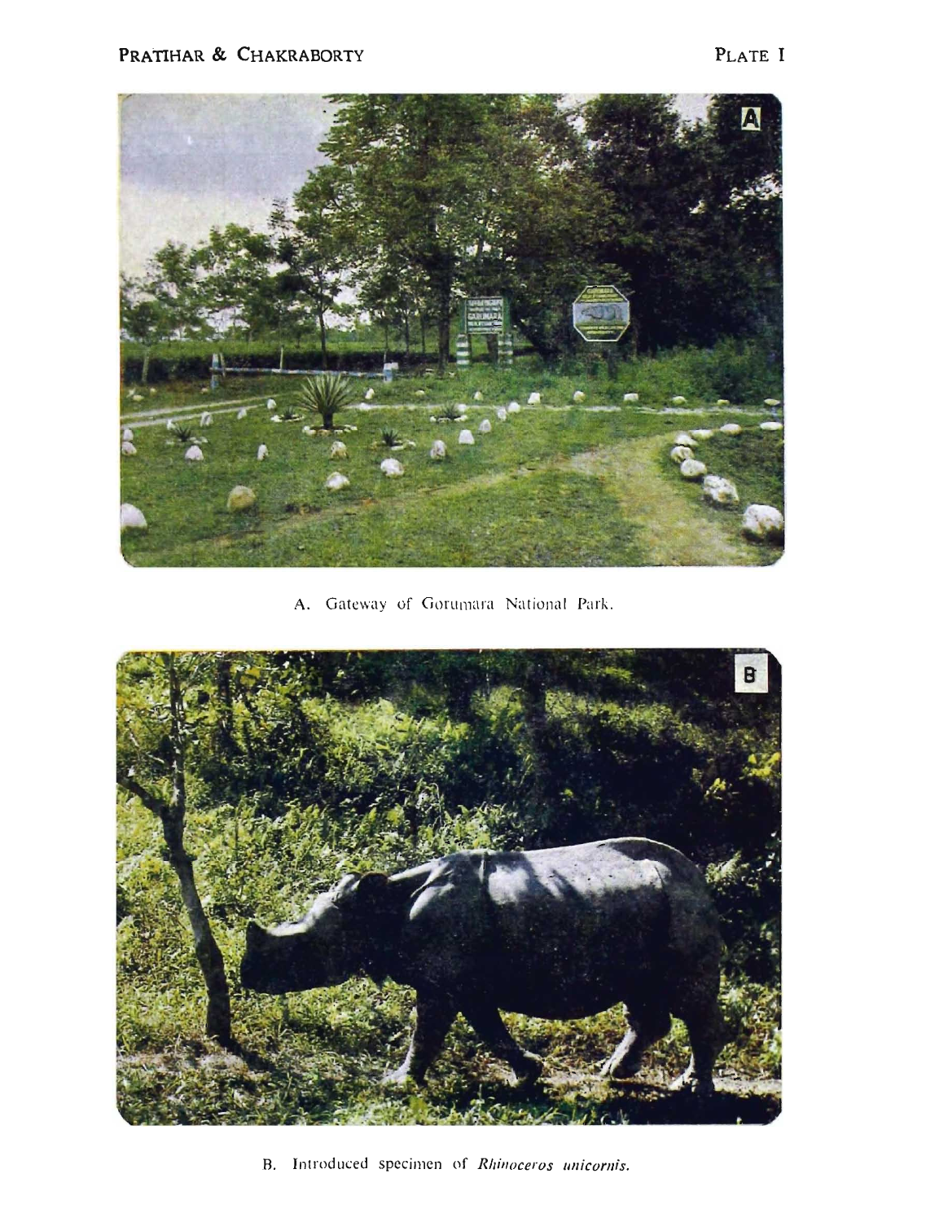A. Gateway of Gorumara National Park.

B. Introduced specimen of *Rhinoceros unicornis*.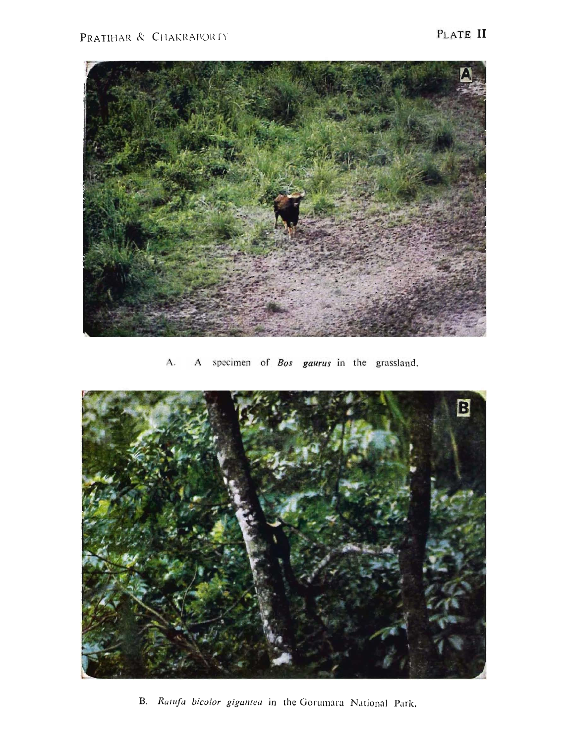PLATE II

A. A specimen of *Bos gaurus* in the grassland.

B. *Ratufa bicolor gigantea* in the Gorumara National Park.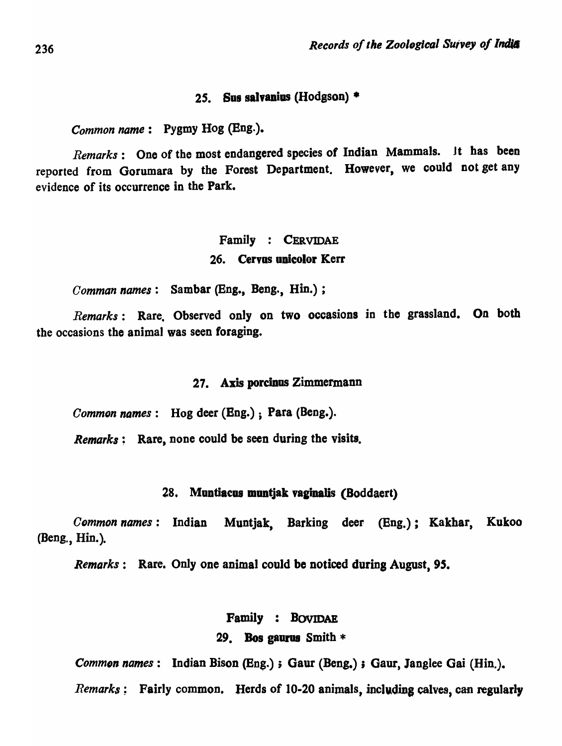#### 25. **Sus salvanius (Hodgson)** *

*Common name* : Pygmy Hog (Eng.).

*Remarks* : One of the most endangered species of Indian Mammals. It has been reported from Gorumara by the Forest Department. However, we could not get any evidence of its occurrence in the Park.

### Family : CERVIDAE

#### 26. **Cervus unicolor Kerr**

*Comman names* : Sambar (Eng., Beng., Hin.) ;

*Remarks* : Rare. Observed only on two occasions in the grassland. On both the occasions the animal was seen foraging.

#### 27. **Axis porcinus Zimmermann**

*Common names* : Hog deer (Eng.) ; Para (Beng.).

*Remarks* : Rare, none could be seen during the visits.

#### 28. **Muntiacus muntjak vaginalis (Boddaert)**

*Common names* : Indian Muntjak, Barking deer (Eng.) ; Kakhar, Kukoo (Beng., Hin.).

*Remarks* : Rare. Only one animal could be noticed during August, 95.

### Family : BOVIDAE

#### 29. **Bos gaurus Smith** *

*Common names* : Indian Bison (Eng.) ; Gaur (Beng.) ; Gaur, Janglee Gai (Hin.).

*Remarks* : Fairly common. Herds of 10-20 animals, including calves, can regularly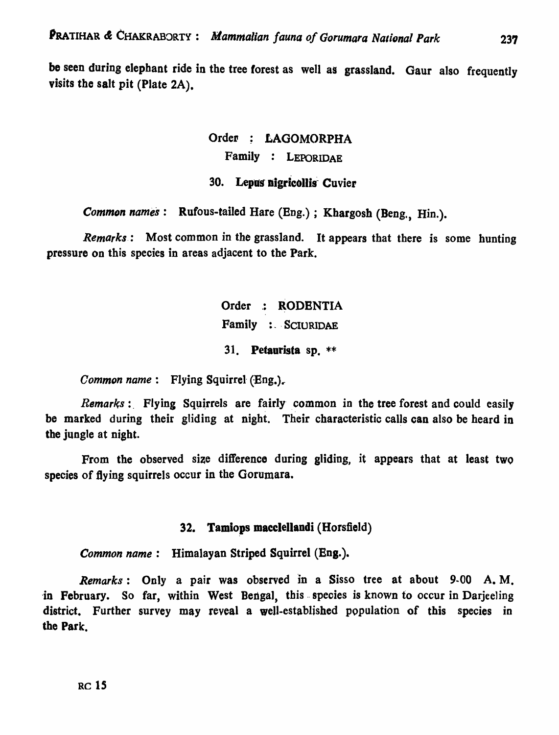be seen during elephant ride in the tree forest as well as grassland. Gaur also frequently visits the salt pit (Plate 2A).

## Order : LAGOMORPHA

### Family : LEPORIDAE

#### 30. Lepus nigricollis Cuvier

*Common names* : Rufous-tailed Hare (Eng.) ; Khargosh (Beng., Hin.).

*Remarks* : Most common in the grassland. It appears that there is some hunting pressure on this species in areas adjacent to the Park.

## Order : RODENTIA

### Family : SCIURIDAE

#### 31. Petaurista sp. **

*Common name* : Flying Squirrel (Eng.).

*Remarks* : Flying Squirrels are fairly common in the tree forest and could easily be marked during their gliding at night. Their characteristic calls can also be heard in the jungle at night.

From the observed size difference during gliding, it appears that at least two species of flying squirrels occur in the Gorumara.

#### 32. Tamiops macclellandi (Horsfield)

*Common name* : Himalayan Striped Squirrel (Eng.).

*Remarks* : Only a pair was observed in a Sisso tree at about 9-00 A. M. in February. So far, within West Bengal, this species is known to occur in Darjeeling district. Further survey may reveal a well-established population of this species in the Park.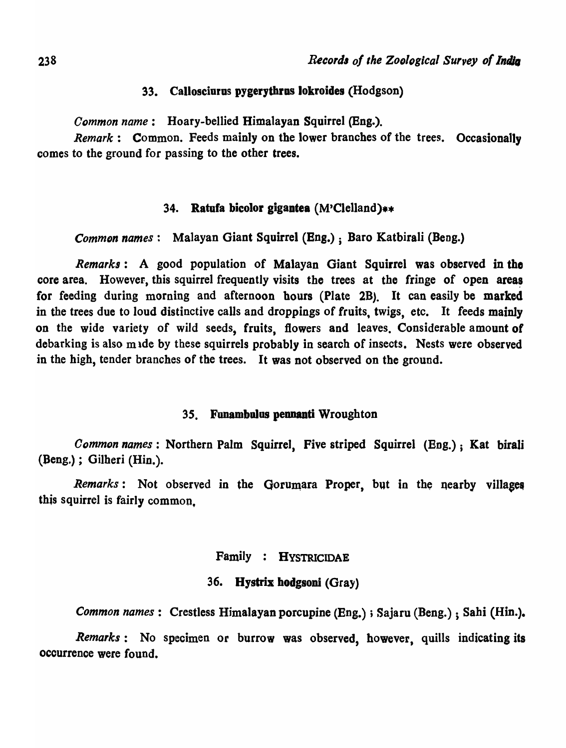### 33. **Callosciurus pygerythrus lokroides** (Hodgson)

*Common name* : Hoary-bellied Himalayan Squirrel (Eng.).

*Remark* : Common. Feeds mainly on the lower branches of the trees. Occasionally comes to the ground for passing to the other trees.

### 34. **Ratufa bicolor gigantea** (M'Clelland)**

*Common names* : Malayan Giant Squirrel (Eng.) ; Baro Katbirali (Beng.)

*Remarks* : A good population of Malayan Giant Squirrel was observed in the core area. However, this squirrel frequently visits the trees at the fringe of open areas for feeding during morning and afternoon hours (Plate 2B). It can easily be marked in the trees due to loud distinctive calls and droppings of fruits, twigs, etc. It feeds mainly on the wide variety of wild seeds, fruits, flowers and leaves. Considerable amount of debarking is also made by these squirrels probably in search of insects. Nests were observed in the high, tender branches of the trees. It was not observed on the ground.

### 35. **Funambulus pennanti** Wroughton

*Common names* : Northern Palm Squirrel, Five striped Squirrel (Eng.) ; Kat birali (Beng.) ; Gilheri (Hin.).

*Remarks* : Not observed in the Gorumara Proper, but in the nearby villages this squirrel is fairly common,

## Family : HYSTRICIDAE

### 36. **Hystrix hodgsoni** (Gray)

*Common names* : Crestless Himalayan porcupine (Eng.) ; Sajaru (Beng.) ; Sahi (Hin.).

*Remarks* : No specimen or burrow was observed, however, quills indicating its occurrence were found.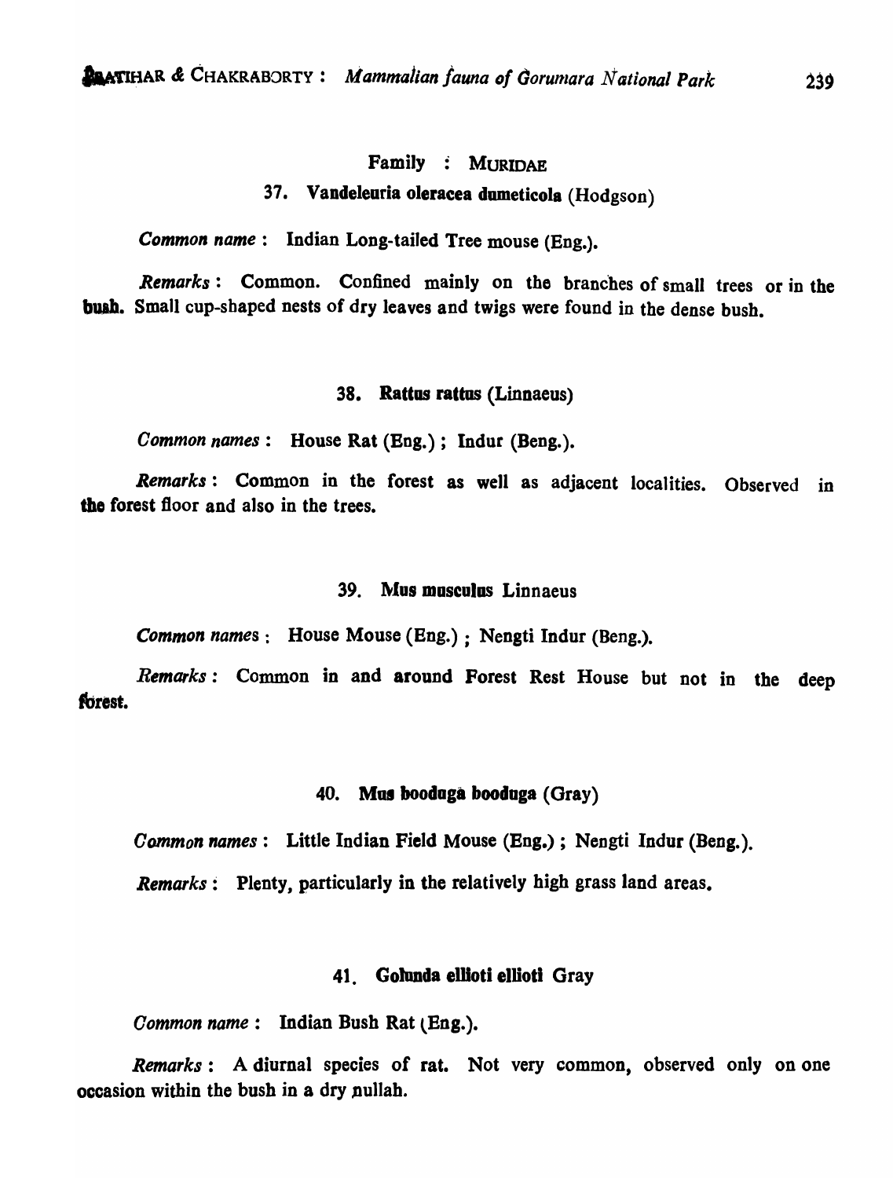## Family : MURIDAE

### 37. **Vandeleuria oleracea dumeticola** (Hodgson)

*Common name* : Indian Long-tailed Tree mouse (Eng.).

*Remarks* : Common. Confined mainly on the branches of small trees or in the bush. Small cup-shaped nests of dry leaves and twigs were found in the dense bush.

### 38. **Rattus rattus** (Linnaeus)

*Common names* : House Rat (Eng.) ; Indur (Beng.).

*Remarks* : Common in the forest as well as adjacent localities. Observed in the forest floor and also in the trees.

### 39. **Mus musculus** Linnaeus

*Common names* : House Mouse (Eng.) ; Nengti Indur (Beng.).

*Remarks* : Common in and around Forest Rest House but not in the deep forest.

### 40. **Mus booduga booduga** (Gray)

*Common names* : Little Indian Field Mouse (Eng.) ; Nengti Indur (Beng.).

*Remarks* : Plenty, particularly in the relatively high grass land areas.

### 41. **Golunda ellioti ellioti** Gray

*Common name* : Indian Bush Rat (Eng.).

*Remarks* : A diurnal species of rat. Not very common, observed only on one occasion within the bush in a dry nullah.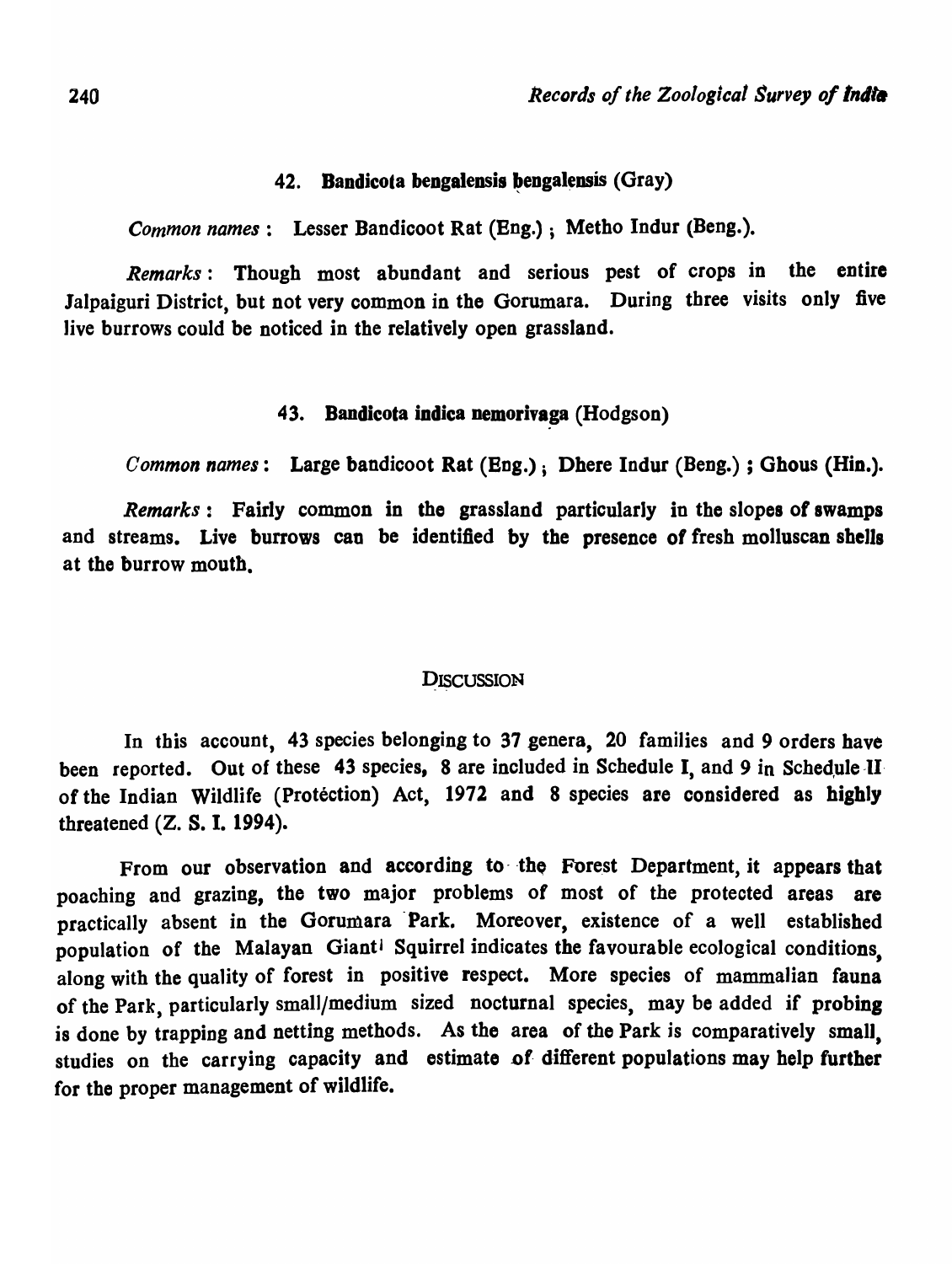### 42. **Bandicota bengalensis bengalensis** (Gray)

*Common names* : Lesser Bandicoot Rat (Eng.) ; Metho Indur (Beng.).

*Remarks* : Though most abundant and serious pest of crops in the entire Jalpaiguri District, but not very common in the Gorumara. During three visits only five live burrows could be noticed in the relatively open grassland.

### 43. **Bandicota indica nemorivaga** (Hodgson)

*Common names* : Large bandicoot Rat (Eng.) ; Dhere Indur (Beng.) ; Ghous (Hin.).

*Remarks* : Fairly common in the grassland particularly in the slopes of swamps and streams. Live burrows can be identified by the presence of fresh molluscan shells at the burrow mouth.

## DISCUSSION

In this account, 43 species belonging to 37 genera, 20 families and 9 orders have been reported. Out of these 43 species, 8 are included in Schedule I, and 9 in Schedule II of the Indian Wildlife (Protéction) Act, 1972 and 8 species are considered as highly threatened (Z. S. I. 1994).

From our observation and according to the Forest Department, it appears that poaching and grazing, the two major problems of most of the protected areas are practically absent in the Gorumara Park. Moreover, existence of a well established population of the Malayan Giant Squirrel indicates the favourable ecological conditions, along with the quality of forest in positive respect. More species of mammalian fauna of the Park, particularly small/medium sized nocturnal species, may be added if probing is done by trapping and netting methods. As the area of the Park is comparatively small, studies on the carrying capacity and estimate of different populations may help further for the proper management of wildlife.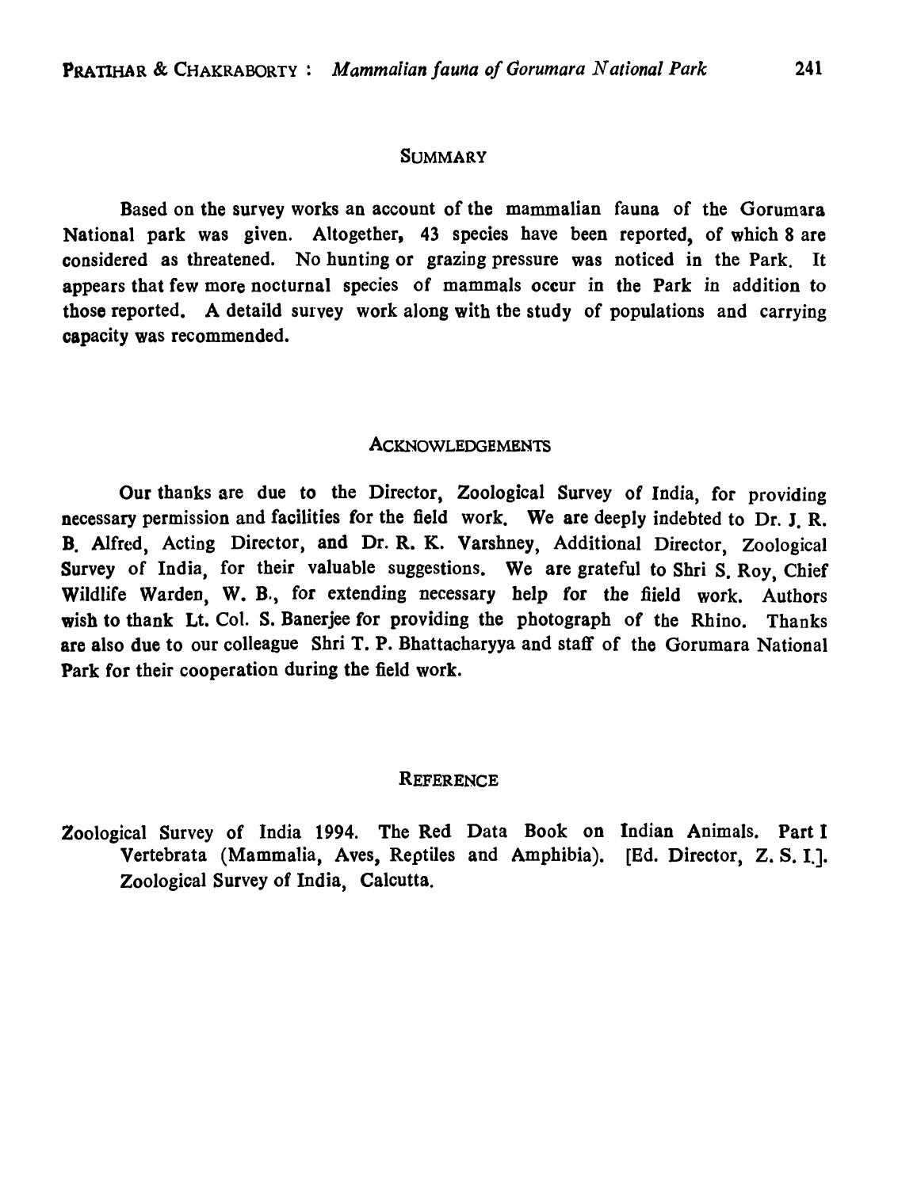## SUMMARY

Based on the survey works an account of the mammalian fauna of the Gorumara National park was given. Altogether, 43 species have been reported, of which 8 are considered as threatened. No hunting or grazing pressure was noticed in the Park. It appears that few more nocturnal species of mammals occur in the Park in addition to those reported. A detaild survey work along with the study of populations and carrying capacity was recommended.

## ACKNOWLEDGEMENTS

Our thanks are due to the Director, Zoological Survey of India, for providing necessary permission and facilities for the field work. We are deeply indebted to Dr. J. R. B. Alfred, Acting Director, and Dr. R. K. Varshney, Additional Director, Zoological Survey of India, for their valuable suggestions. We are grateful to Shri S. Roy, Chief Wildlife Warden, W. B., for extending necessary help for the fiield work. Authors wish to thank Lt. Col. S. Banerjee for providing the photograph of the Rhino. Thanks are also due to our colleague Shri T. P. Bhattacharyya and staff of the Gorumara National Park for their cooperation during the field work.

## REFERENCE

Zoological Survey of India 1994. The Red Data Book on Indian Animals. Part I Vertebrata (Mammalia, Aves, Reptiles and Amphibia). [Ed. Director, Z. S. I.]. Zoological Survey of India, Calcutta.